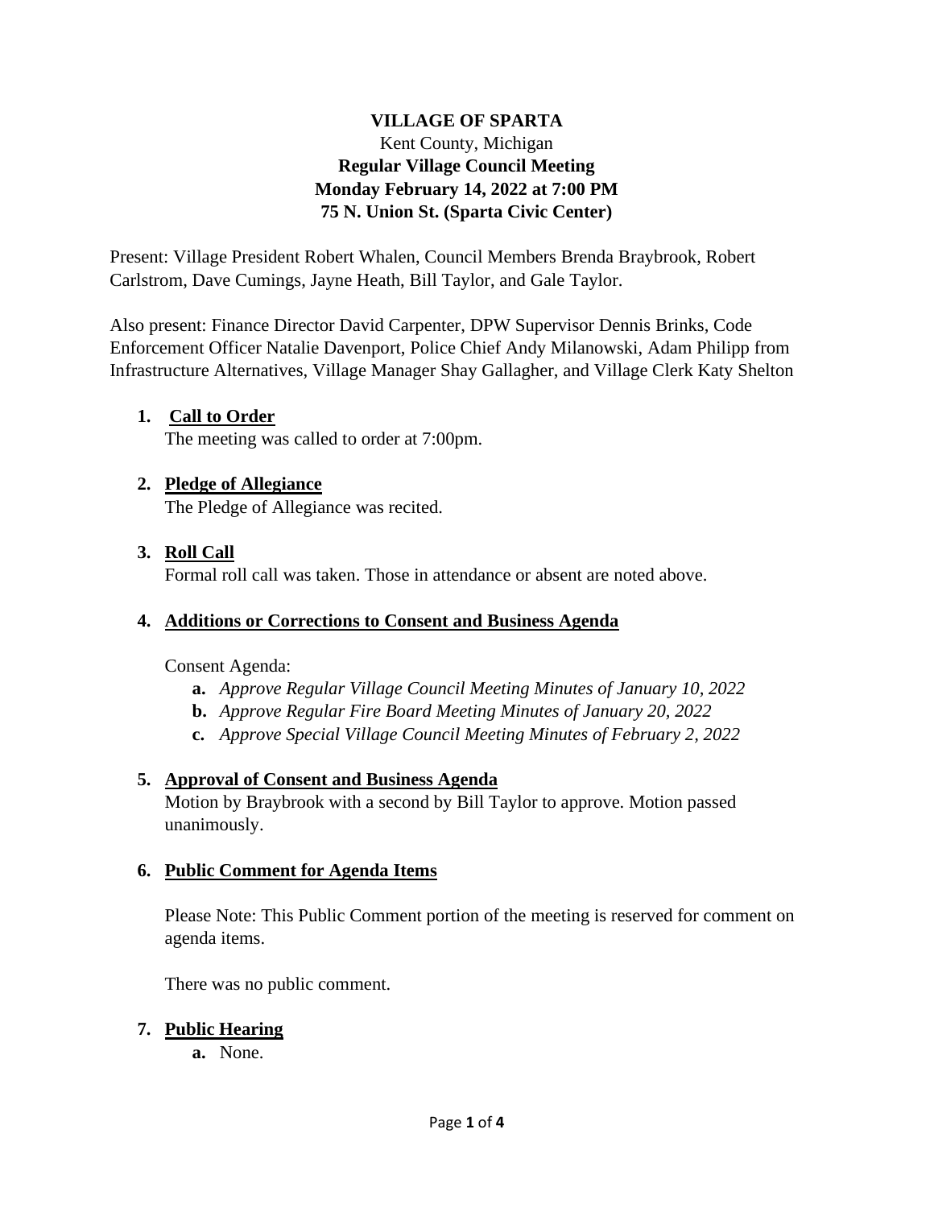# VILLAGE OF SPARTA

Kent County, Michigan

**Regular Village Council Meeting**
**Monday February 14, 2022 at 7:00 PM**
**75 N. Union St. (Sparta Civic Center)**

Present: Village President Robert Whalen, Council Members Brenda Braybrook, Robert Carlstrom, Dave Cumings, Jayne Heath, Bill Taylor, and Gale Taylor.

Also present: Finance Director David Carpenter, DPW Supervisor Dennis Brinks, Code Enforcement Officer Natalie Davenport, Police Chief Andy Milanowski, Adam Philipp from Infrastructure Alternatives, Village Manager Shay Gallagher, and Village Clerk Katy Shelton

1. **Call to Order**

   The meeting was called to order at 7:00pm.

2. **Pledge of Allegiance**

   The Pledge of Allegiance was recited.

3. **Roll Call**

   Formal roll call was taken. Those in attendance or absent are noted above.

4. **Additions or Corrections to Consent and Business Agenda**

   Consent Agenda:

   **a.** *Approve Regular Village Council Meeting Minutes of January 10, 2022*
   **b.** *Approve Regular Fire Board Meeting Minutes of January 20, 2022*
   **c.** *Approve Special Village Council Meeting Minutes of February 2, 2022*

5. **Approval of Consent and Business Agenda**

   Motion by Braybrook with a second by Bill Taylor to approve. Motion passed unanimously.

6. **Public Comment for Agenda Items**

   Please Note: This Public Comment portion of the meeting is reserved for comment on agenda items.

   There was no public comment.

7. **Public Hearing**

   **a.** None.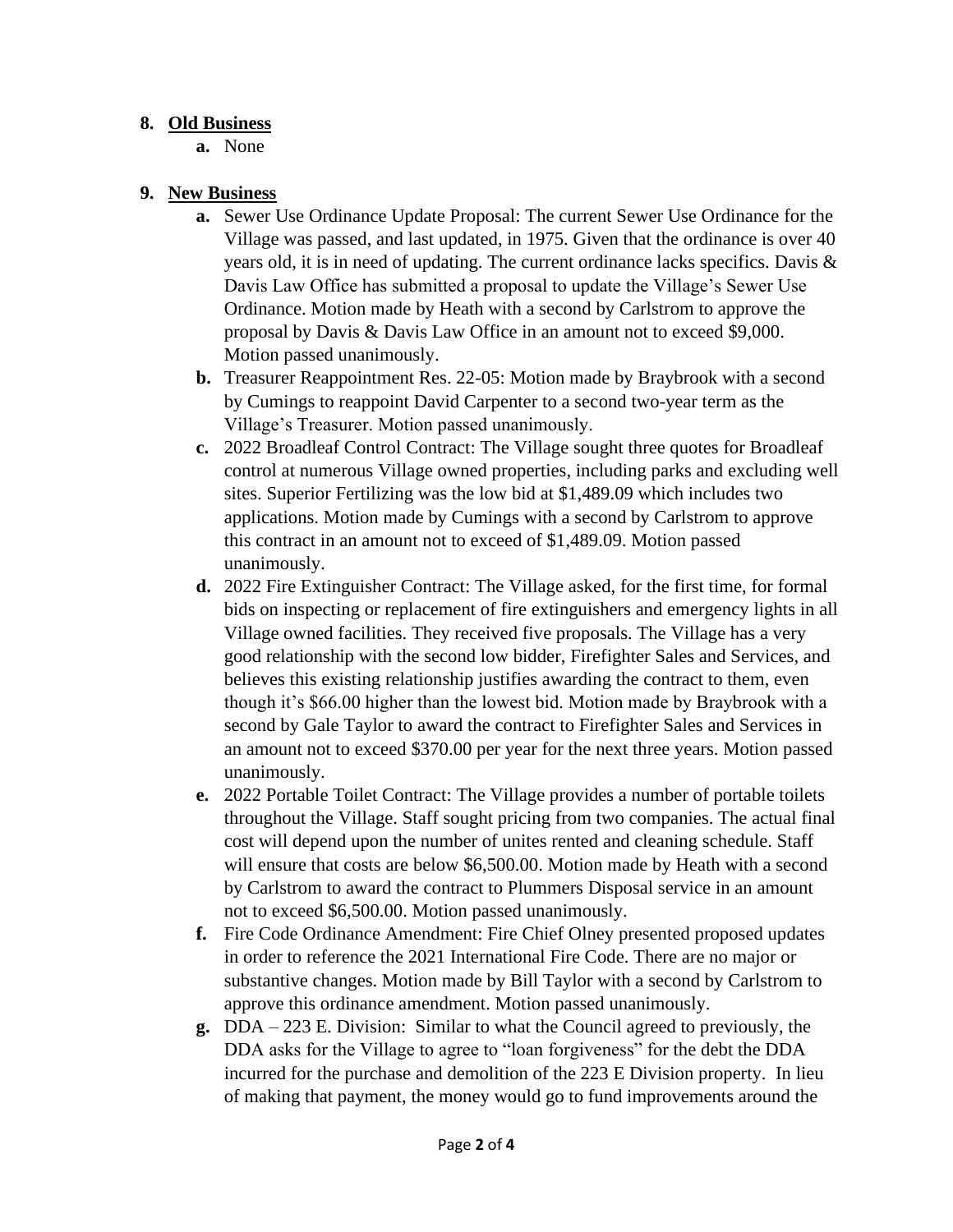8. **<u>Old Business</u>**
   - **a.** None

9. **<u>New Business</u>**
   - **a.** Sewer Use Ordinance Update Proposal: The current Sewer Use Ordinance for the Village was passed, and last updated, in 1975. Given that the ordinance is over 40 years old, it is in need of updating. The current ordinance lacks specifics. Davis & Davis Law Office has submitted a proposal to update the Village's Sewer Use Ordinance. Motion made by Heath with a second by Carlstrom to approve the proposal by Davis & Davis Law Office in an amount not to exceed $9,000. Motion passed unanimously.
   - **b.** Treasurer Reappointment Res. 22-05: Motion made by Braybrook with a second by Cumings to reappoint David Carpenter to a second two-year term as the Village's Treasurer. Motion passed unanimously.
   - **c.** 2022 Broadleaf Control Contract: The Village sought three quotes for Broadleaf control at numerous Village owned properties, including parks and excluding well sites. Superior Fertilizing was the low bid at $1,489.09 which includes two applications. Motion made by Cumings with a second by Carlstrom to approve this contract in an amount not to exceed of $1,489.09. Motion passed unanimously.
   - **d.** 2022 Fire Extinguisher Contract: The Village asked, for the first time, for formal bids on inspecting or replacement of fire extinguishers and emergency lights in all Village owned facilities. They received five proposals. The Village has a very good relationship with the second low bidder, Firefighter Sales and Services, and believes this existing relationship justifies awarding the contract to them, even though it's $66.00 higher than the lowest bid. Motion made by Braybrook with a second by Gale Taylor to award the contract to Firefighter Sales and Services in an amount not to exceed $370.00 per year for the next three years. Motion passed unanimously.
   - **e.** 2022 Portable Toilet Contract: The Village provides a number of portable toilets throughout the Village. Staff sought pricing from two companies. The actual final cost will depend upon the number of unites rented and cleaning schedule. Staff will ensure that costs are below $6,500.00. Motion made by Heath with a second by Carlstrom to award the contract to Plummers Disposal service in an amount not to exceed $6,500.00. Motion passed unanimously.
   - **f.** Fire Code Ordinance Amendment: Fire Chief Olney presented proposed updates in order to reference the 2021 International Fire Code. There are no major or substantive changes. Motion made by Bill Taylor with a second by Carlstrom to approve this ordinance amendment. Motion passed unanimously.
   - **g.** DDA – 223 E. Division: Similar to what the Council agreed to previously, the DDA asks for the Village to agree to "loan forgiveness" for the debt the DDA incurred for the purchase and demolition of the 223 E Division property. In lieu of making that payment, the money would go to fund improvements around the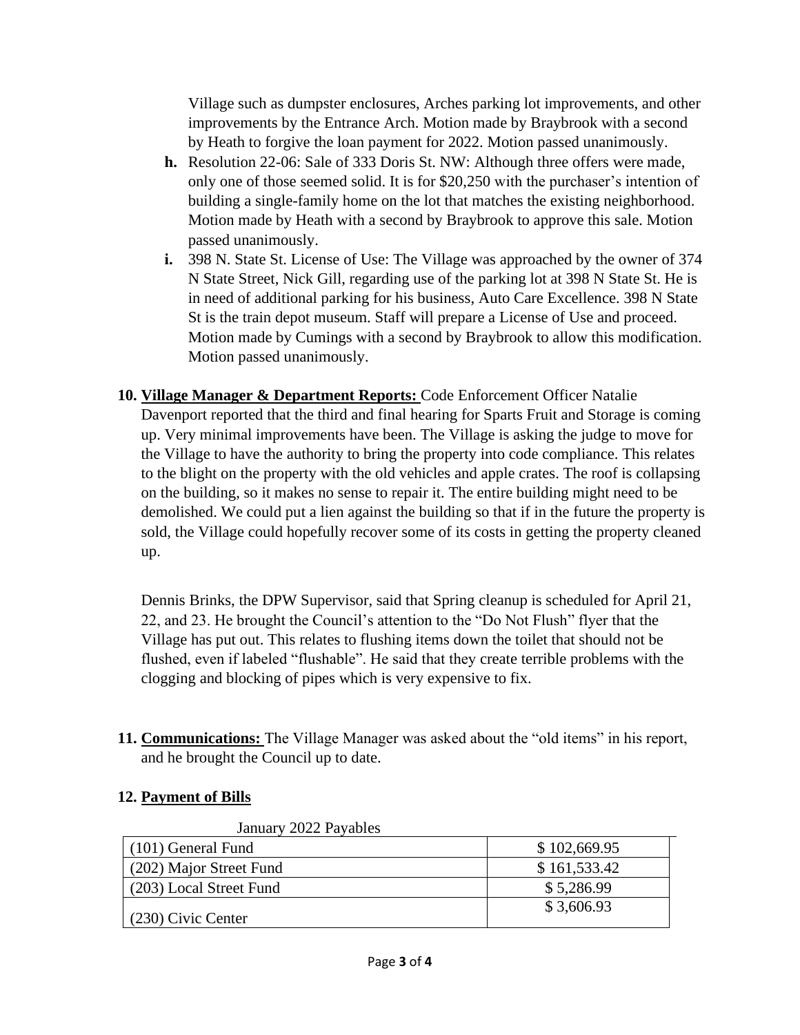Village such as dumpster enclosures, Arches parking lot improvements, and other improvements by the Entrance Arch. Motion made by Braybrook with a second by Heath to forgive the loan payment for 2022. Motion passed unanimously.

- **h.** Resolution 22-06: Sale of 333 Doris St. NW: Although three offers were made, only one of those seemed solid. It is for $20,250 with the purchaser's intention of building a single-family home on the lot that matches the existing neighborhood. Motion made by Heath with a second by Braybrook to approve this sale. Motion passed unanimously.
- **i.** 398 N. State St. License of Use: The Village was approached by the owner of 374 N State Street, Nick Gill, regarding use of the parking lot at 398 N State St. He is in need of additional parking for his business, Auto Care Excellence. 398 N State St is the train depot museum. Staff will prepare a License of Use and proceed. Motion made by Cumings with a second by Braybrook to allow this modification. Motion passed unanimously.

**10. <u>Village Manager & Department Reports:</u>** Code Enforcement Officer Natalie Davenport reported that the third and final hearing for Sparts Fruit and Storage is coming up. Very minimal improvements have been. The Village is asking the judge to move for the Village to have the authority to bring the property into code compliance. This relates to the blight on the property with the old vehicles and apple crates. The roof is collapsing on the building, so it makes no sense to repair it. The entire building might need to be demolished. We could put a lien against the building so that if in the future the property is sold, the Village could hopefully recover some of its costs in getting the property cleaned up.

Dennis Brinks, the DPW Supervisor, said that Spring cleanup is scheduled for April 21, 22, and 23. He brought the Council's attention to the "Do Not Flush" flyer that the Village has put out. This relates to flushing items down the toilet that should not be flushed, even if labeled "flushable". He said that they create terrible problems with the clogging and blocking of pipes which is very expensive to fix.

**11. <u>Communications:</u>** The Village Manager was asked about the "old items" in his report, and he brought the Council up to date.

**12. <u>Payment of Bills</u>**

January 2022 Payables

| Fund | Amount |
|---|---|
| (101) General Fund | $ 102,669.95 |
| (202) Major Street Fund | $ 161,533.42 |
| (203) Local Street Fund | $ 5,286.99 |
| (230) Civic Center | $ 3,606.93 |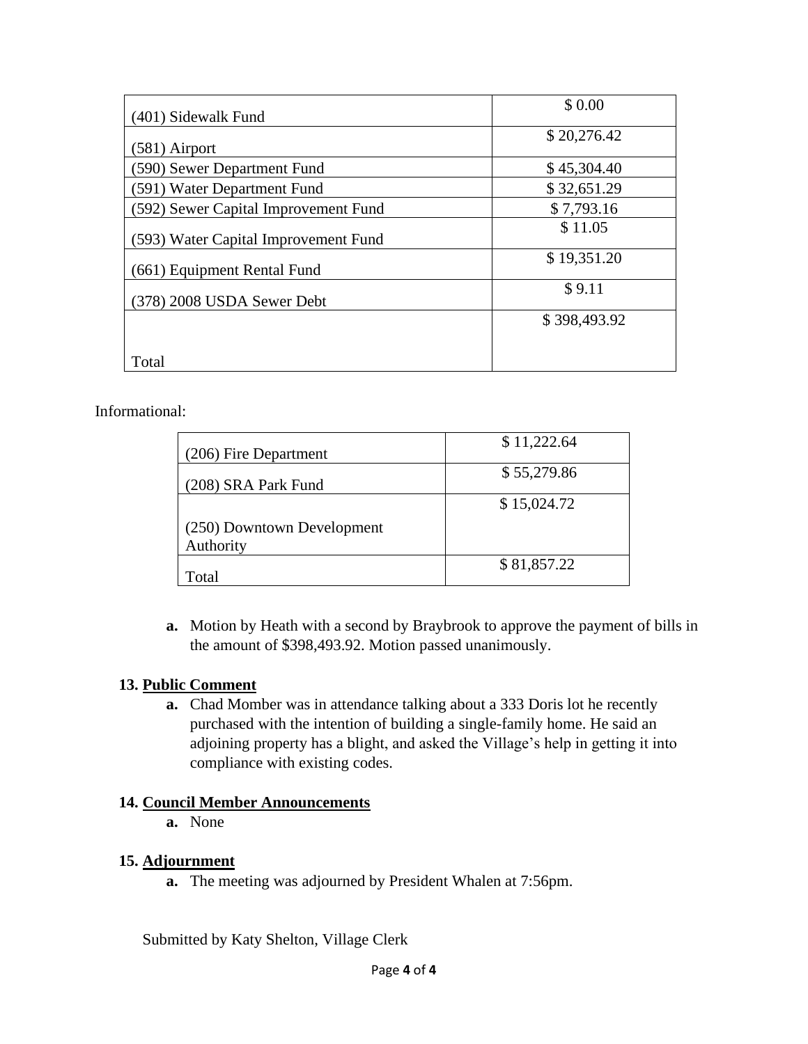| | |
|---|---|
| (401) Sidewalk Fund | $ 0.00 |
| (581) Airport | $ 20,276.42 |
| (590) Sewer Department Fund | $ 45,304.40 |
| (591) Water Department Fund | $ 32,651.29 |
| (592) Sewer Capital Improvement Fund | $ 7,793.16 |
| (593) Water Capital Improvement Fund | $ 11.05 |
| (661) Equipment Rental Fund | $ 19,351.20 |
| (378) 2008 USDA Sewer Debt | $ 9.11 |
| Total | $ 398,493.92 |

Informational:

| | |
|---|---|
| (206) Fire Department | $ 11,222.64 |
| (208) SRA Park Fund | $ 55,279.86 |
| (250) Downtown Development Authority | $ 15,024.72 |
| Total | $ 81,857.22 |

**a.** Motion by Heath with a second by Braybrook to approve the payment of bills in the amount of $398,493.92. Motion passed unanimously.

### 13. Public Comment

**a.** Chad Momber was in attendance talking about a 333 Doris lot he recently purchased with the intention of building a single-family home. He said an adjoining property has a blight, and asked the Village's help in getting it into compliance with existing codes.

### 14. Council Member Announcements

**a.** None

### 15. Adjournment

**a.** The meeting was adjourned by President Whalen at 7:56pm.

Submitted by Katy Shelton, Village Clerk